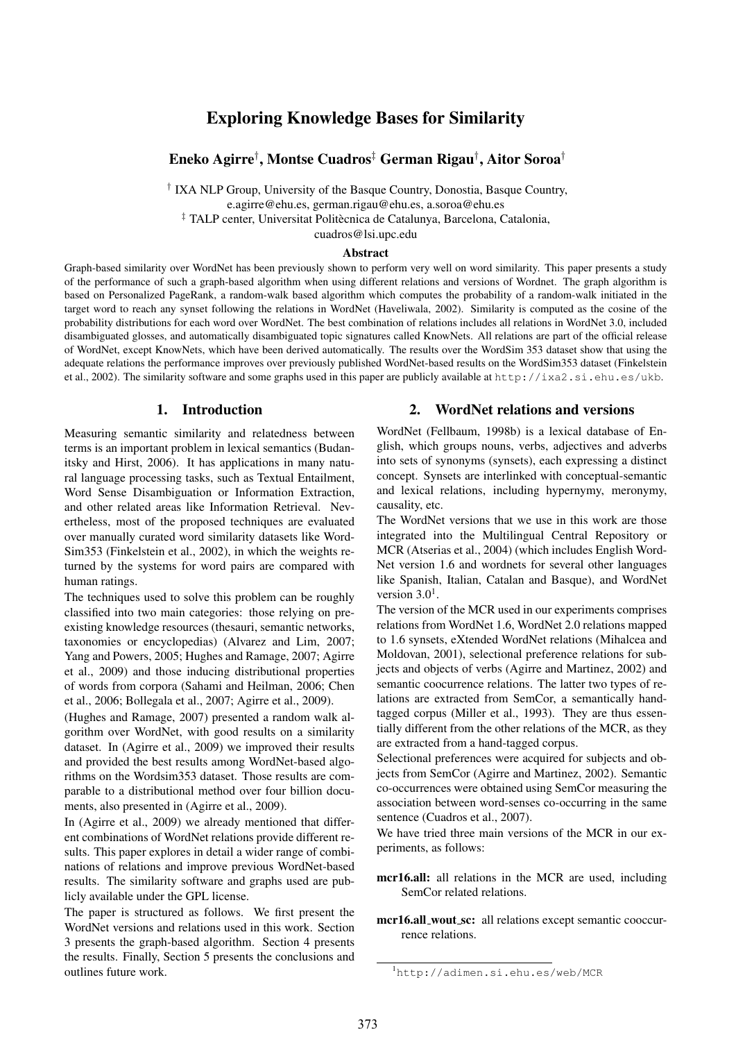# Exploring Knowledge Bases for Similarity

**Eneko Agirre[†], Montse Cuadros[‡] German Rigau[†], Aitor Soroa[†]**

[†] IXA NLP Group, University of the Basque Country, Donostia, Basque Country,
e.agirre@ehu.es, german.rigau@ehu.es, a.soroa@ehu.es
[‡] TALP center, Universitat Politècnica de Catalunya, Barcelona, Catalonia,
cuadros@lsi.upc.edu

### Abstract

Graph-based similarity over WordNet has been previously shown to perform very well on word similarity. This paper presents a study of the performance of such a graph-based algorithm when using different relations and versions of Wordnet. The graph algorithm is based on Personalized PageRank, a random-walk based algorithm which computes the probability of a random-walk initiated in the target word to reach any synset following the relations in WordNet (Haveliwala, 2002). Similarity is computed as the cosine of the probability distributions for each word over WordNet. The best combination of relations includes all relations in WordNet 3.0, included disambiguated glosses, and automatically disambiguated topic signatures called KnowNets. All relations are part of the official release of WordNet, except KnowNets, which have been derived automatically. The results over the WordSim 353 dataset show that using the adequate relations the performance improves over previously published WordNet-based results on the WordSim353 dataset (Finkelstein et al., 2002). The similarity software and some graphs used in this paper are publicly available at `http://ixa2.si.ehu.es/ukb`.

## 1. Introduction

Measuring semantic similarity and relatedness between terms is an important problem in lexical semantics (Budanitsky and Hirst, 2006). It has applications in many natural language processing tasks, such as Textual Entailment, Word Sense Disambiguation or Information Extraction, and other related areas like Information Retrieval. Nevertheless, most of the proposed techniques are evaluated over manually curated word similarity datasets like WordSim353 (Finkelstein et al., 2002), in which the weights returned by the systems for word pairs are compared with human ratings.

The techniques used to solve this problem can be roughly classified into two main categories: those relying on pre-existing knowledge resources (thesauri, semantic networks, taxonomies or encyclopedias) (Alvarez and Lim, 2007; Yang and Powers, 2005; Hughes and Ramage, 2007; Agirre et al., 2009) and those inducing distributional properties of words from corpora (Sahami and Heilman, 2006; Chen et al., 2006; Bollegala et al., 2007; Agirre et al., 2009).

(Hughes and Ramage, 2007) presented a random walk algorithm over WordNet, with good results on a similarity dataset. In (Agirre et al., 2009) we improved their results and provided the best results among WordNet-based algorithms on the Wordsim353 dataset. Those results are comparable to a distributional method over four billion documents, also presented in (Agirre et al., 2009).

In (Agirre et al., 2009) we already mentioned that different combinations of WordNet relations provide different results. This paper explores in detail a wider range of combinations of relations and improve previous WordNet-based results. The similarity software and graphs used are publicly available under the GPL license.

The paper is structured as follows. We first present the WordNet versions and relations used in this work. Section 3 presents the graph-based algorithm. Section 4 presents the results. Finally, Section 5 presents the conclusions and outlines future work.

## 2. WordNet relations and versions

WordNet (Fellbaum, 1998b) is a lexical database of English, which groups nouns, verbs, adjectives and adverbs into sets of synonyms (synsets), each expressing a distinct concept. Synsets are interlinked with conceptual-semantic and lexical relations, including hypernymy, meronymy, causality, etc.

The WordNet versions that we use in this work are those integrated into the Multilingual Central Repository or MCR (Atserias et al., 2004) (which includes English WordNet version 1.6 and wordnets for several other languages like Spanish, Italian, Catalan and Basque), and WordNet version 3.0[1].

The version of the MCR used in our experiments comprises relations from WordNet 1.6, WordNet 2.0 relations mapped to 1.6 synsets, eXtended WordNet relations (Mihalcea and Moldovan, 2001), selectional preference relations for subjects and objects of verbs (Agirre and Martinez, 2002) and semantic coocurrence relations. The latter two types of relations are extracted from SemCor, a semantically hand-tagged corpus (Miller et al., 1993). They are thus essentially different from the other relations of the MCR, as they are extracted from a hand-tagged corpus.

Selectional preferences were acquired for subjects and objects from SemCor (Agirre and Martinez, 2002). Semantic co-occurrences were obtained using SemCor measuring the association between word-senses co-occurring in the same sentence (Cuadros et al., 2007).

We have tried three main versions of the MCR in our experiments, as follows:

- **mcr16.all:** all relations in the MCR are used, including SemCor related relations.
- **mcr16.all_wout_sc:** all relations except semantic cooccurrence relations.

[1] `http://adimen.si.ehu.es/web/MCR`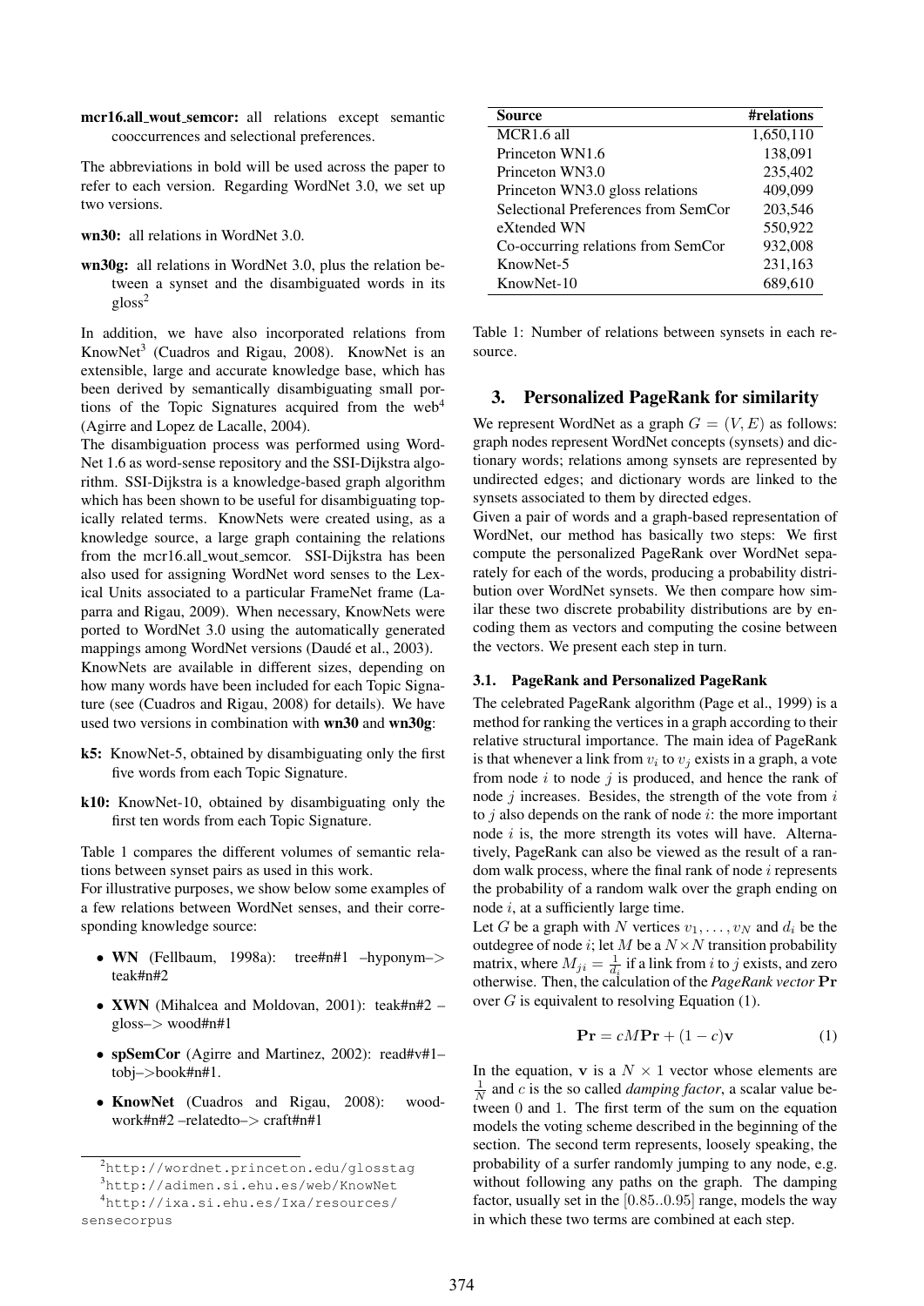**mcr16.all_wout_semcor:** all relations except semantic cooccurrences and selectional preferences.

The abbreviations in bold will be used across the paper to refer to each version. Regarding WordNet 3.0, we set up two versions.

**wn30:** all relations in WordNet 3.0.

**wn30g:** all relations in WordNet 3.0, plus the relation between a synset and the disambiguated words in its gloss[2]

In addition, we have also incorporated relations from KnowNet[3] (Cuadros and Rigau, 2008). KnowNet is an extensible, large and accurate knowledge base, which has been derived by semantically disambiguating small portions of the Topic Signatures acquired from the web[4] (Agirre and Lopez de Lacalle, 2004).

The disambiguation process was performed using WordNet 1.6 as word-sense repository and the SSI-Dijkstra algorithm. SSI-Dijkstra is a knowledge-based graph algorithm which has been shown to be useful for disambiguating topically related terms. KnowNets were created using, as a knowledge source, a large graph containing the relations from the mcr16.all_wout_semcor. SSI-Dijkstra has been also used for assigning WordNet word senses to the Lexical Units associated to a particular FrameNet frame (Laparra and Rigau, 2009). When necessary, KnowNets were ported to WordNet 3.0 using the automatically generated mappings among WordNet versions (Daudé et al., 2003).

KnowNets are available in different sizes, depending on how many words have been included for each Topic Signature (see (Cuadros and Rigau, 2008) for details). We have used two versions in combination with **wn30** and **wn30g**:

**k5:** KnowNet-5, obtained by disambiguating only the first five words from each Topic Signature.

**k10:** KnowNet-10, obtained by disambiguating only the first ten words from each Topic Signature.

Table 1 compares the different volumes of semantic relations between synset pairs as used in this work.

For illustrative purposes, we show below some examples of a few relations between WordNet senses, and their corresponding knowledge source:

- **WN** (Fellbaum, 1998a): tree#n#1 –hyponym–> teak#n#2
- **XWN** (Mihalcea and Moldovan, 2001): teak#n#2 –gloss–> wood#n#1
- **spSemCor** (Agirre and Martinez, 2002): read#v#1–tobj–>book#n#1.
- **KnowNet** (Cuadros and Rigau, 2008): woodwork#n#2 –relatedto–> craft#n#1

[2] http://wordnet.princeton.edu/glosstag

[3] http://adimen.si.ehu.es/web/KnowNet

[4] http://ixa.si.ehu.es/Ixa/resources/sensecorpus

| Source | #relations |
|---|---|
| MCR1.6 all | 1,650,110 |
| Princeton WN1.6 | 138,091 |
| Princeton WN3.0 | 235,402 |
| Princeton WN3.0 gloss relations | 409,099 |
| Selectional Preferences from SemCor | 203,546 |
| eXtended WN | 550,922 |
| Co-occurring relations from SemCor | 932,008 |
| KnowNet-5 | 231,163 |
| KnowNet-10 | 689,610 |

Table 1: Number of relations between synsets in each resource.

## 3. Personalized PageRank for similarity

We represent WordNet as a graph $G = (V, E)$ as follows: graph nodes represent WordNet concepts (synsets) and dictionary words; relations among synsets are represented by undirected edges; and dictionary words are linked to the synsets associated to them by directed edges.

Given a pair of words and a graph-based representation of WordNet, our method has basically two steps: We first compute the personalized PageRank over WordNet separately for each of the words, producing a probability distribution over WordNet synsets. We then compare how similar these two discrete probability distributions are by encoding them as vectors and computing the cosine between the vectors. We present each step in turn.

### 3.1. PageRank and Personalized PageRank

The celebrated PageRank algorithm (Page et al., 1999) is a method for ranking the vertices in a graph according to their relative structural importance. The main idea of PageRank is that whenever a link from $v_i$ to $v_j$ exists in a graph, a vote from node $i$ to node $j$ is produced, and hence the rank of node $j$ increases. Besides, the strength of the vote from $i$ to $j$ also depends on the rank of node $i$: the more important node $i$ is, the more strength its votes will have. Alternatively, PageRank can also be viewed as the result of a random walk process, where the final rank of node $i$ represents the probability of a random walk over the graph ending on node $i$, at a sufficiently large time.

Let $G$ be a graph with $N$ vertices $v_1, \ldots, v_N$ and $d_i$ be the outdegree of node $i$; let $M$ be a $N \times N$ transition probability matrix, where $M_{ji} = \frac{1}{d_i}$ if a link from $i$ to $j$ exists, and zero otherwise. Then, the calculation of the *PageRank vector* $\mathbf{Pr}$ over $G$ is equivalent to resolving Equation (1).

$$\mathbf{Pr} = cM\mathbf{Pr} + (1 - c)\mathbf{v} \quad (1)$$

In the equation, $\mathbf{v}$ is a $N \times 1$ vector whose elements are $\frac{1}{N}$ and $c$ is the so called *damping factor*, a scalar value between 0 and 1. The first term of the sum on the equation models the voting scheme described in the beginning of the section. The second term represents, loosely speaking, the probability of a surfer randomly jumping to any node, e.g. without following any paths on the graph. The damping factor, usually set in the $[0.85..0.95]$ range, models the way in which these two terms are combined at each step.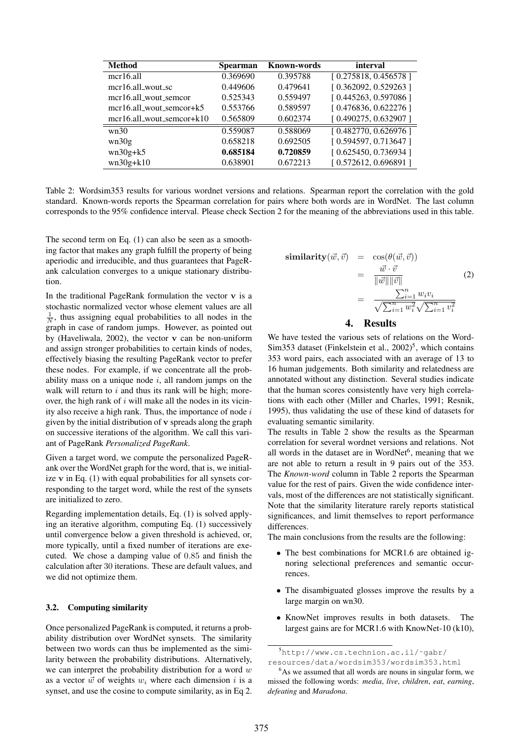| Method | Spearman | Known-words | interval |
| --- | --- | --- | --- |
| mcr16.all | 0.369690 | 0.395788 | [ 0.275818, 0.456578 ] |
| mcr16.all_wout_sc | 0.449606 | 0.479641 | [ 0.362092, 0.529263 ] |
| mcr16.all_wout_semcor | 0.525343 | 0.559497 | [ 0.445263, 0.597086 ] |
| mcr16.all_wout_semcor+k5 | 0.553766 | 0.589597 | [ 0.476836, 0.622276 ] |
| mcr16.all_wout_semcor+k10 | 0.565809 | 0.602374 | [ 0.490275, 0.632907 ] |
| wn30 | 0.559087 | 0.588069 | [ 0.482770, 0.626976 ] |
| wn30g | 0.658218 | 0.692505 | [ 0.594597, 0.713647 ] |
| wn30g+k5 | **0.685184** | **0.720859** | [ 0.625450, 0.736934 ] |
| wn30g+k10 | 0.638901 | 0.672213 | [ 0.572612, 0.696891 ] |

Table 2: Wordsim353 results for various wordnet versions and relations. Spearman report the correlation with the gold standard. Known-words reports the Spearman correlation for pairs where both words are in WordNet. The last column corresponds to the 95% confidence interval. Please check Section 2 for the meaning of the abbreviations used in this table.

The second term on Eq. (1) can also be seen as a smoothing factor that makes any graph fulfill the property of being aperiodic and irreducible, and thus guarantees that PageRank calculation converges to a unique stationary distribution.

In the traditional PageRank formulation the vector $\mathbf{v}$ is a stochastic normalized vector whose element values are all $\frac{1}{N}$, thus assigning equal probabilities to all nodes in the graph in case of random jumps. However, as pointed out by (Haveliwala, 2002), the vector $\mathbf{v}$ can be non-uniform and assign stronger probabilities to certain kinds of nodes, effectively biasing the resulting PageRank vector to prefer these nodes. For example, if we concentrate all the probability mass on a unique node $i$, all random jumps on the walk will return to $i$ and thus its rank will be high; moreover, the high rank of $i$ will make all the nodes in its vicinity also receive a high rank. Thus, the importance of node $i$ given by the initial distribution of $\mathbf{v}$ spreads along the graph on successive iterations of the algorithm. We call this variant of PageRank *Personalized PageRank*.

Given a target word, we compute the personalized PageRank over the WordNet graph for the word, that is, we initialize $\mathbf{v}$ in Eq. (1) with equal probabilities for all synsets corresponding to the target word, while the rest of the synsets are initialized to zero.

Regarding implementation details, Eq. (1) is solved applying an iterative algorithm, computing Eq. (1) successively until convergence below a given threshold is achieved, or, more typically, until a fixed number of iterations are executed. We chose a damping value of 0.85 and finish the calculation after 30 iterations. These are default values, and we did not optimize them.

### 3.2. Computing similarity

Once personalized PageRank is computed, it returns a probability distribution over WordNet synsets. The similarity between two words can thus be implemented as the similarity between the probability distributions. Alternatively, we can interpret the probability distribution for a word $w$ as a vector $\vec{w}$ of weights $w_i$ where each dimension $i$ is a synset, and use the cosine to compute similarity, as in Eq 2.

$$\begin{aligned} \mathbf{similarity}(\vec{w}, \vec{v}) &= \cos(\theta(\vec{w}, \vec{v})) \\ &= \frac{\vec{w} \cdot \vec{v}}{\|\vec{w}\| \|\vec{v}\|} \\ &= \frac{\sum_{i=1}^{n} w_i v_i}{\sqrt{\sum_{i=1}^{n} w_i^2} \sqrt{\sum_{i=1}^{n} v_i^2}} \end{aligned} \quad (2)$$

## 4. Results

We have tested the various sets of relations on the WordSim353 dataset (Finkelstein et al., 2002)[5], which contains 353 word pairs, each associated with an average of 13 to 16 human judgements. Both similarity and relatedness are annotated without any distinction. Several studies indicate that the human scores consistently have very high correlations with each other (Miller and Charles, 1991; Resnik, 1995), thus validating the use of these kind of datasets for evaluating semantic similarity.

The results in Table 2 show the results as the Spearman correlation for several wordnet versions and relations. Not all words in the dataset are in WordNet[6], meaning that we are not able to return a result in 9 pairs out of the 353. The *Known-word* column in Table 2 reports the Spearman value for the rest of pairs. Given the wide confidence intervals, most of the differences are not statistically significant. Note that the similarity literature rarely reports statistical significances, and limit themselves to report performance differences.

The main conclusions from the results are the following:

- The best combinations for MCR1.6 are obtained ignoring selectional preferences and semantic occurrences.
- The disambiguated glosses improve the results by a large margin on wn30.
- KnowNet improves results in both datasets. The largest gains are for MCR1.6 with KnowNet-10 (k10),

[5] http://www.cs.technion.ac.il/~gabr/resources/data/wordsim353/wordsim353.html

[6] As we assumed that all words are nouns in singular form, we missed the following words: *media*, *live*, *children*, *eat*, *earning*, *defeating* and *Maradona*.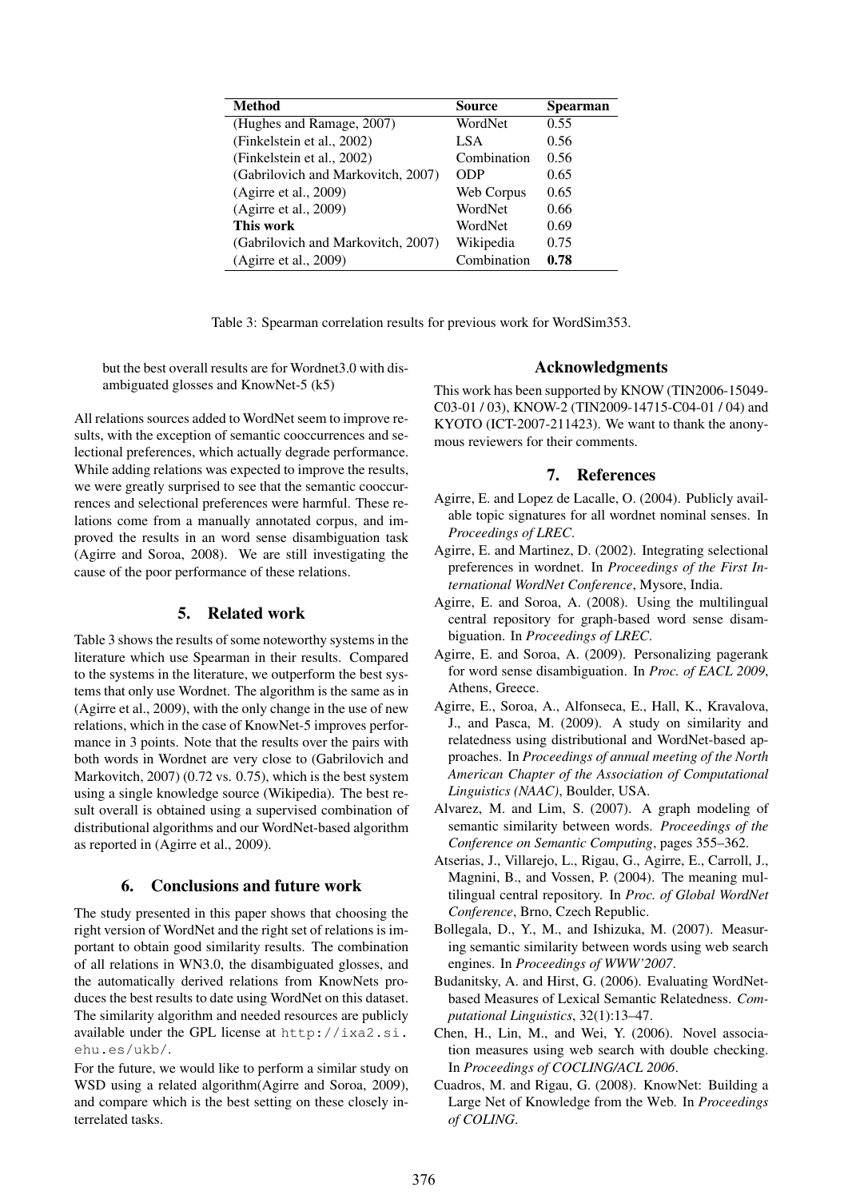| Method | Source | Spearman |
|---|---|---|
| (Hughes and Ramage, 2007) | WordNet | 0.55 |
| (Finkelstein et al., 2002) | LSA | 0.56 |
| (Finkelstein et al., 2002) | Combination | 0.56 |
| (Gabrilovich and Markovitch, 2007) | ODP | 0.65 |
| (Agirre et al., 2009) | Web Corpus | 0.65 |
| (Agirre et al., 2009) | WordNet | 0.66 |
| **This work** | WordNet | 0.69 |
| (Gabrilovich and Markovitch, 2007) | Wikipedia | 0.75 |
| (Agirre et al., 2009) | Combination | **0.78** |

Table 3: Spearman correlation results for previous work for WordSim353.

but the best overall results are for Wordnet3.0 with disambiguated glosses and KnowNet-5 (k5)

All relations sources added to WordNet seem to improve results, with the exception of semantic cooccurrences and selectional preferences, which actually degrade performance. While adding relations was expected to improve the results, we were greatly surprised to see that the semantic cooccurrences and selectional preferences were harmful. These relations come from a manually annotated corpus, and improved the results in an word sense disambiguation task (Agirre and Soroa, 2008). We are still investigating the cause of the poor performance of these relations.

## 5. Related work

Table 3 shows the results of some noteworthy systems in the literature which use Spearman in their results. Compared to the systems in the literature, we outperform the best systems that only use Wordnet. The algorithm is the same as in (Agirre et al., 2009), with the only change in the use of new relations, which in the case of KnowNet-5 improves performance in 3 points. Note that the results over the pairs with both words in Wordnet are very close to (Gabrilovich and Markovitch, 2007) (0.72 vs. 0.75), which is the best system using a single knowledge source (Wikipedia). The best result overall is obtained using a supervised combination of distributional algorithms and our WordNet-based algorithm as reported in (Agirre et al., 2009).

## 6. Conclusions and future work

The study presented in this paper shows that choosing the right version of WordNet and the right set of relations is important to obtain good similarity results. The combination of all relations in WN3.0, the disambiguated glosses, and the automatically derived relations from KnowNets produces the best results to date using WordNet on this dataset. The similarity algorithm and needed resources are publicly available under the GPL license at http://ixa2.si.ehu.es/ukb/.

For the future, we would like to perform a similar study on WSD using a related algorithm(Agirre and Soroa, 2009), and compare which is the best setting on these closely interrelated tasks.

## Acknowledgments

This work has been supported by KNOW (TIN2006-15049-C03-01 / 03), KNOW-2 (TIN2009-14715-C04-01 / 04) and KYOTO (ICT-2007-211423). We want to thank the anonymous reviewers for their comments.

## 7. References

Agirre, E. and Lopez de Lacalle, O. (2004). Publicly available topic signatures for all wordnet nominal senses. In *Proceedings of LREC*.

Agirre, E. and Martinez, D. (2002). Integrating selectional preferences in wordnet. In *Proceedings of the First International WordNet Conference*, Mysore, India.

Agirre, E. and Soroa, A. (2008). Using the multilingual central repository for graph-based word sense disambiguation. In *Proceedings of LREC*.

Agirre, E. and Soroa, A. (2009). Personalizing pagerank for word sense disambiguation. In *Proc. of EACL 2009*, Athens, Greece.

Agirre, E., Soroa, A., Alfonseca, E., Hall, K., Kravalova, J., and Pasca, M. (2009). A study on similarity and relatedness using distributional and WordNet-based approaches. In *Proceedings of annual meeting of the North American Chapter of the Association of Computational Linguistics (NAAC)*, Boulder, USA.

Alvarez, M. and Lim, S. (2007). A graph modeling of semantic similarity between words. *Proceedings of the Conference on Semantic Computing*, pages 355–362.

Atserias, J., Villarejo, L., Rigau, G., Agirre, E., Carroll, J., Magnini, B., and Vossen, P. (2004). The meaning multilingual central repository. In *Proc. of Global WordNet Conference*, Brno, Czech Republic.

Bollegala, D., Y., M., and Ishizuka, M. (2007). Measuring semantic similarity between words using web search engines. In *Proceedings of WWW'2007*.

Budanitsky, A. and Hirst, G. (2006). Evaluating WordNet-based Measures of Lexical Semantic Relatedness. *Computational Linguistics*, 32(1):13–47.

Chen, H., Lin, M., and Wei, Y. (2006). Novel association measures using web search with double checking. In *Proceedings of COCLING/ACL 2006*.

Cuadros, M. and Rigau, G. (2008). KnowNet: Building a Large Net of Knowledge from the Web. In *Proceedings of COLING*.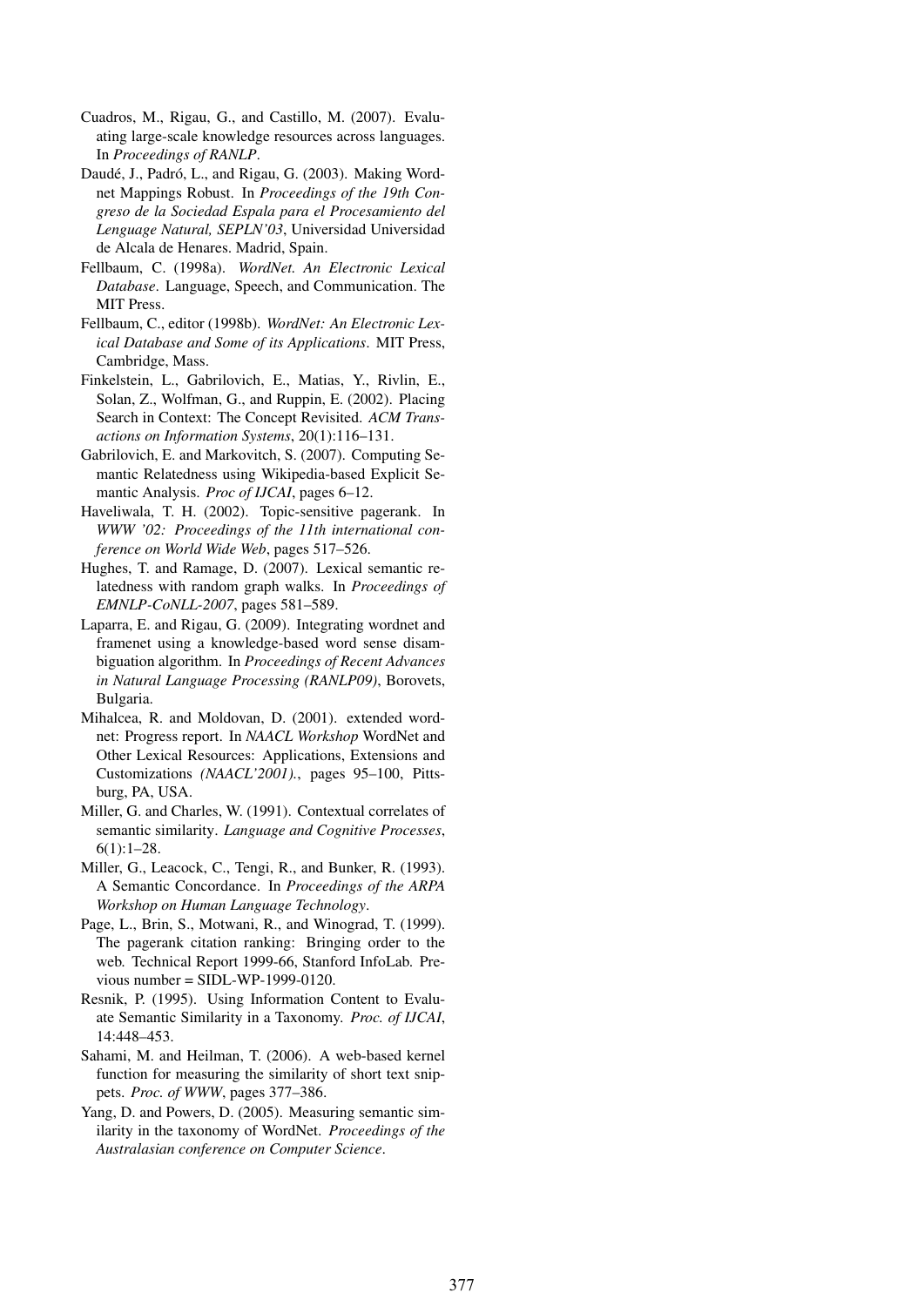Cuadros, M., Rigau, G., and Castillo, M. (2007). Evaluating large-scale knowledge resources across languages. In *Proceedings of RANLP*.

Daudé, J., Padró, L., and Rigau, G. (2003). Making Wordnet Mappings Robust. In *Proceedings of the 19th Congreso de la Sociedad Espala para el Procesamiento del Lenguage Natural, SEPLN'03*, Universidad Universidad de Alcala de Henares. Madrid, Spain.

Fellbaum, C. (1998a). *WordNet. An Electronic Lexical Database*. Language, Speech, and Communication. The MIT Press.

Fellbaum, C., editor (1998b). *WordNet: An Electronic Lexical Database and Some of its Applications*. MIT Press, Cambridge, Mass.

Finkelstein, L., Gabrilovich, E., Matias, Y., Rivlin, E., Solan, Z., Wolfman, G., and Ruppin, E. (2002). Placing Search in Context: The Concept Revisited. *ACM Transactions on Information Systems*, 20(1):116–131.

Gabrilovich, E. and Markovitch, S. (2007). Computing Semantic Relatedness using Wikipedia-based Explicit Semantic Analysis. *Proc of IJCAI*, pages 6–12.

Haveliwala, T. H. (2002). Topic-sensitive pagerank. In *WWW '02: Proceedings of the 11th international conference on World Wide Web*, pages 517–526.

Hughes, T. and Ramage, D. (2007). Lexical semantic relatedness with random graph walks. In *Proceedings of EMNLP-CoNLL-2007*, pages 581–589.

Laparra, E. and Rigau, G. (2009). Integrating wordnet and framenet using a knowledge-based word sense disambiguation algorithm. In *Proceedings of Recent Advances in Natural Language Processing (RANLP09)*, Borovets, Bulgaria.

Mihalcea, R. and Moldovan, D. (2001). extended wordnet: Progress report. In *NAACL Workshop* WordNet and Other Lexical Resources: Applications, Extensions and Customizations *(NAACL'2001).*, pages 95–100, Pittsburg, PA, USA.

Miller, G. and Charles, W. (1991). Contextual correlates of semantic similarity. *Language and Cognitive Processes*, 6(1):1–28.

Miller, G., Leacock, C., Tengi, R., and Bunker, R. (1993). A Semantic Concordance. In *Proceedings of the ARPA Workshop on Human Language Technology*.

Page, L., Brin, S., Motwani, R., and Winograd, T. (1999). The pagerank citation ranking: Bringing order to the web. Technical Report 1999-66, Stanford InfoLab. Previous number = SIDL-WP-1999-0120.

Resnik, P. (1995). Using Information Content to Evaluate Semantic Similarity in a Taxonomy. *Proc. of IJCAI*, 14:448–453.

Sahami, M. and Heilman, T. (2006). A web-based kernel function for measuring the similarity of short text snippets. *Proc. of WWW*, pages 377–386.

Yang, D. and Powers, D. (2005). Measuring semantic similarity in the taxonomy of WordNet. *Proceedings of the Australasian conference on Computer Science*.